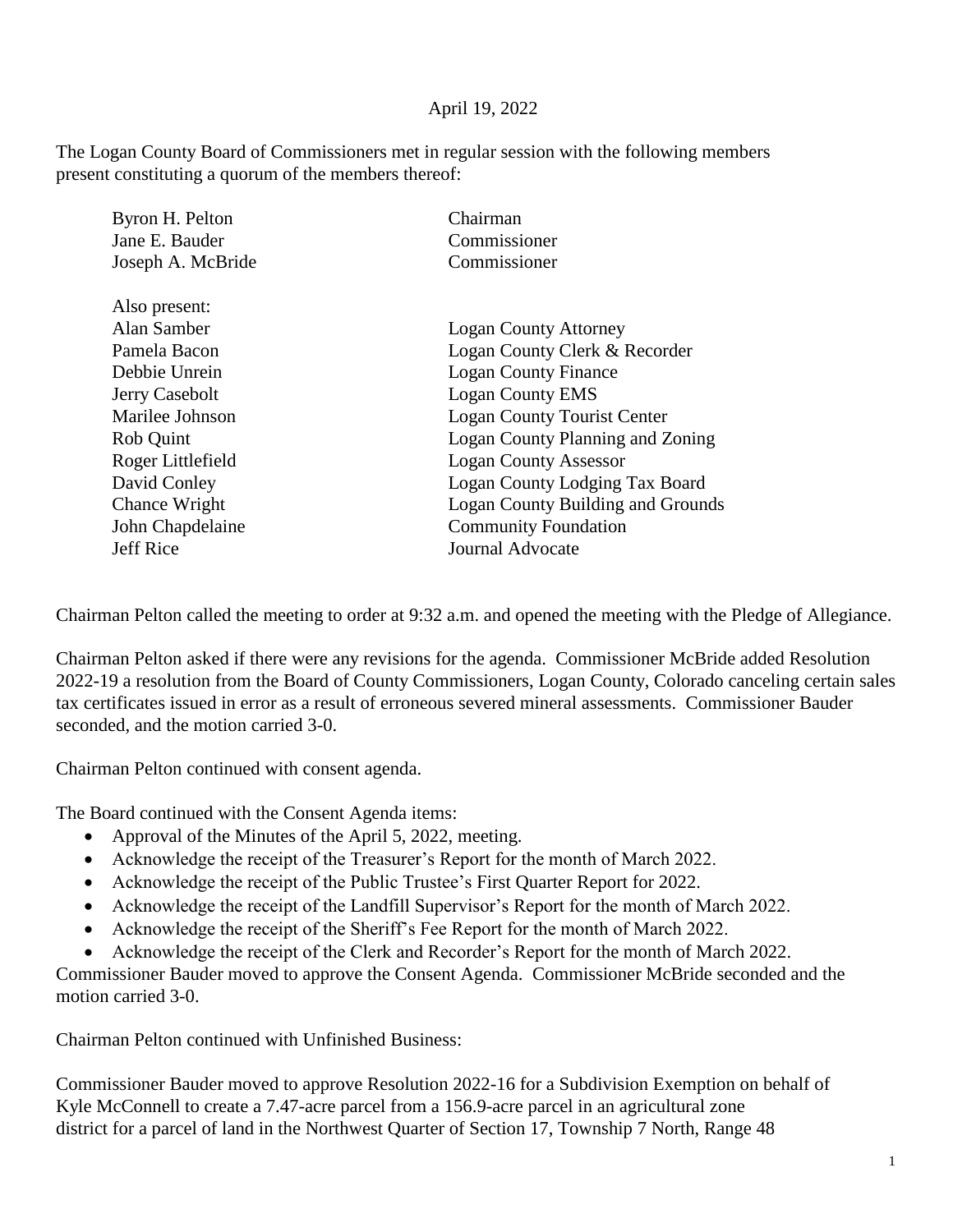April 19, 2022

The Logan County Board of Commissioners met in regular session with the following members present constituting a quorum of the members thereof:

| | |
|---|---|
| Byron H. Pelton | Chairman |
| Jane E. Bauder | Commissioner |
| Joseph A. McBride | Commissioner |
| | |
| Also present: | |
| Alan Samber | Logan County Attorney |
| Pamela Bacon | Logan County Clerk & Recorder |
| Debbie Unrein | Logan County Finance |
| Jerry Casebolt | Logan County EMS |
| Marilee Johnson | Logan County Tourist Center |
| Rob Quint | Logan County Planning and Zoning |
| Roger Littlefield | Logan County Assessor |
| David Conley | Logan County Lodging Tax Board |
| Chance Wright | Logan County Building and Grounds |
| John Chapdelaine | Community Foundation |
| Jeff Rice | Journal Advocate |

Chairman Pelton called the meeting to order at 9:32 a.m. and opened the meeting with the Pledge of Allegiance.

Chairman Pelton asked if there were any revisions for the agenda. Commissioner McBride added Resolution 2022-19 a resolution from the Board of County Commissioners, Logan County, Colorado canceling certain sales tax certificates issued in error as a result of erroneous severed mineral assessments. Commissioner Bauder seconded, and the motion carried 3-0.

Chairman Pelton continued with consent agenda.

The Board continued with the Consent Agenda items:

- Approval of the Minutes of the April 5, 2022, meeting.
- Acknowledge the receipt of the Treasurer's Report for the month of March 2022.
- Acknowledge the receipt of the Public Trustee's First Quarter Report for 2022.
- Acknowledge the receipt of the Landfill Supervisor's Report for the month of March 2022.
- Acknowledge the receipt of the Sheriff's Fee Report for the month of March 2022.
- Acknowledge the receipt of the Clerk and Recorder's Report for the month of March 2022.

Commissioner Bauder moved to approve the Consent Agenda. Commissioner McBride seconded and the motion carried 3-0.

Chairman Pelton continued with Unfinished Business:

Commissioner Bauder moved to approve Resolution 2022-16 for a Subdivision Exemption on behalf of Kyle McConnell to create a 7.47-acre parcel from a 156.9-acre parcel in an agricultural zone district for a parcel of land in the Northwest Quarter of Section 17, Township 7 North, Range 48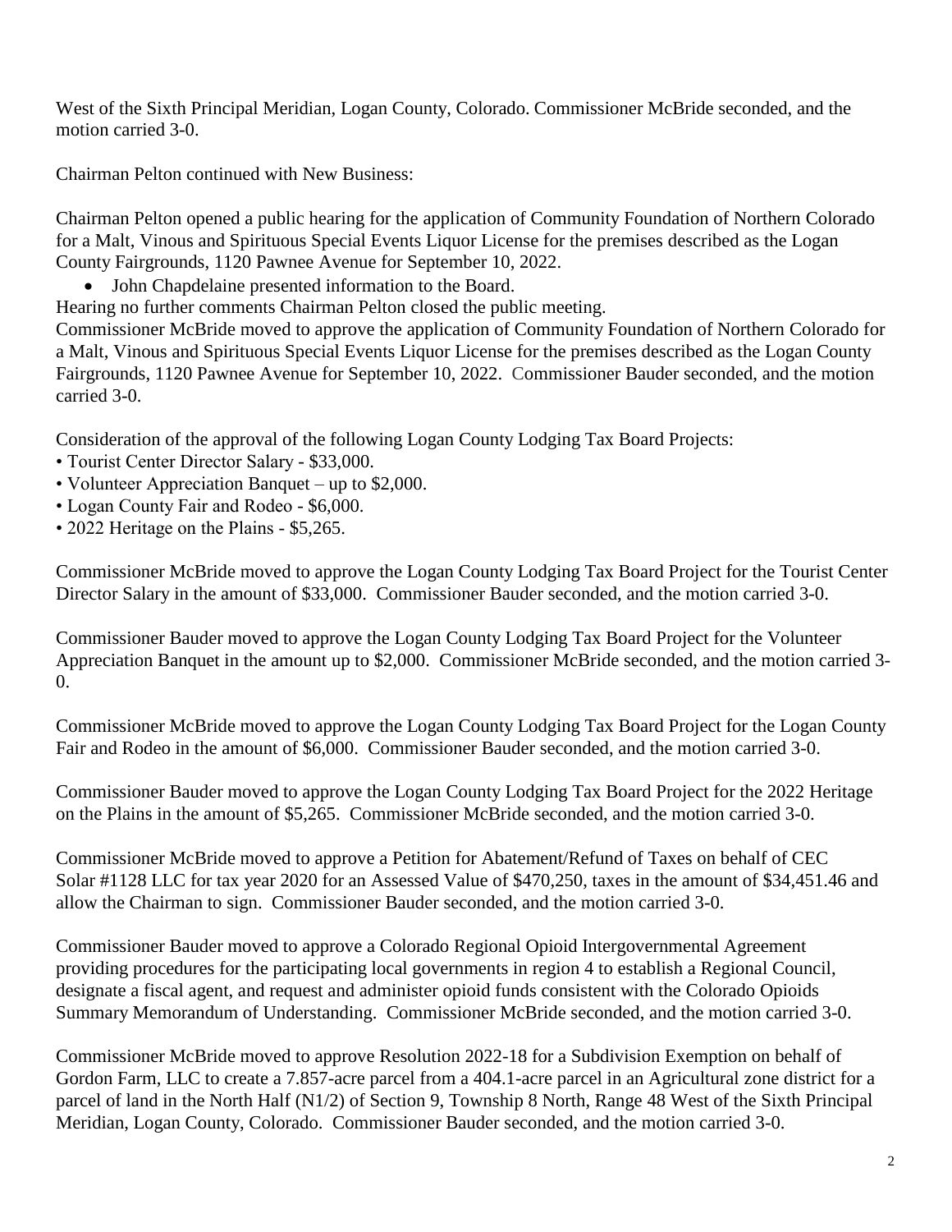West of the Sixth Principal Meridian, Logan County, Colorado. Commissioner McBride seconded, and the motion carried 3-0.

Chairman Pelton continued with New Business:

Chairman Pelton opened a public hearing for the application of Community Foundation of Northern Colorado for a Malt, Vinous and Spirituous Special Events Liquor License for the premises described as the Logan County Fairgrounds, 1120 Pawnee Avenue for September 10, 2022.

- John Chapdelaine presented information to the Board.

Hearing no further comments Chairman Pelton closed the public meeting.
Commissioner McBride moved to approve the application of Community Foundation of Northern Colorado for a Malt, Vinous and Spirituous Special Events Liquor License for the premises described as the Logan County Fairgrounds, 1120 Pawnee Avenue for September 10, 2022. Commissioner Bauder seconded, and the motion carried 3-0.

Consideration of the approval of the following Logan County Lodging Tax Board Projects:

- Tourist Center Director Salary - $33,000.
- Volunteer Appreciation Banquet – up to $2,000.
- Logan County Fair and Rodeo - $6,000.
- 2022 Heritage on the Plains - $5,265.

Commissioner McBride moved to approve the Logan County Lodging Tax Board Project for the Tourist Center Director Salary in the amount of $33,000. Commissioner Bauder seconded, and the motion carried 3-0.

Commissioner Bauder moved to approve the Logan County Lodging Tax Board Project for the Volunteer Appreciation Banquet in the amount up to $2,000. Commissioner McBride seconded, and the motion carried 3-0.

Commissioner McBride moved to approve the Logan County Lodging Tax Board Project for the Logan County Fair and Rodeo in the amount of $6,000. Commissioner Bauder seconded, and the motion carried 3-0.

Commissioner Bauder moved to approve the Logan County Lodging Tax Board Project for the 2022 Heritage on the Plains in the amount of $5,265. Commissioner McBride seconded, and the motion carried 3-0.

Commissioner McBride moved to approve a Petition for Abatement/Refund of Taxes on behalf of CEC Solar #1128 LLC for tax year 2020 for an Assessed Value of $470,250, taxes in the amount of $34,451.46 and allow the Chairman to sign. Commissioner Bauder seconded, and the motion carried 3-0.

Commissioner Bauder moved to approve a Colorado Regional Opioid Intergovernmental Agreement providing procedures for the participating local governments in region 4 to establish a Regional Council, designate a fiscal agent, and request and administer opioid funds consistent with the Colorado Opioids Summary Memorandum of Understanding. Commissioner McBride seconded, and the motion carried 3-0.

Commissioner McBride moved to approve Resolution 2022-18 for a Subdivision Exemption on behalf of Gordon Farm, LLC to create a 7.857-acre parcel from a 404.1-acre parcel in an Agricultural zone district for a parcel of land in the North Half (N1/2) of Section 9, Township 8 North, Range 48 West of the Sixth Principal Meridian, Logan County, Colorado. Commissioner Bauder seconded, and the motion carried 3-0.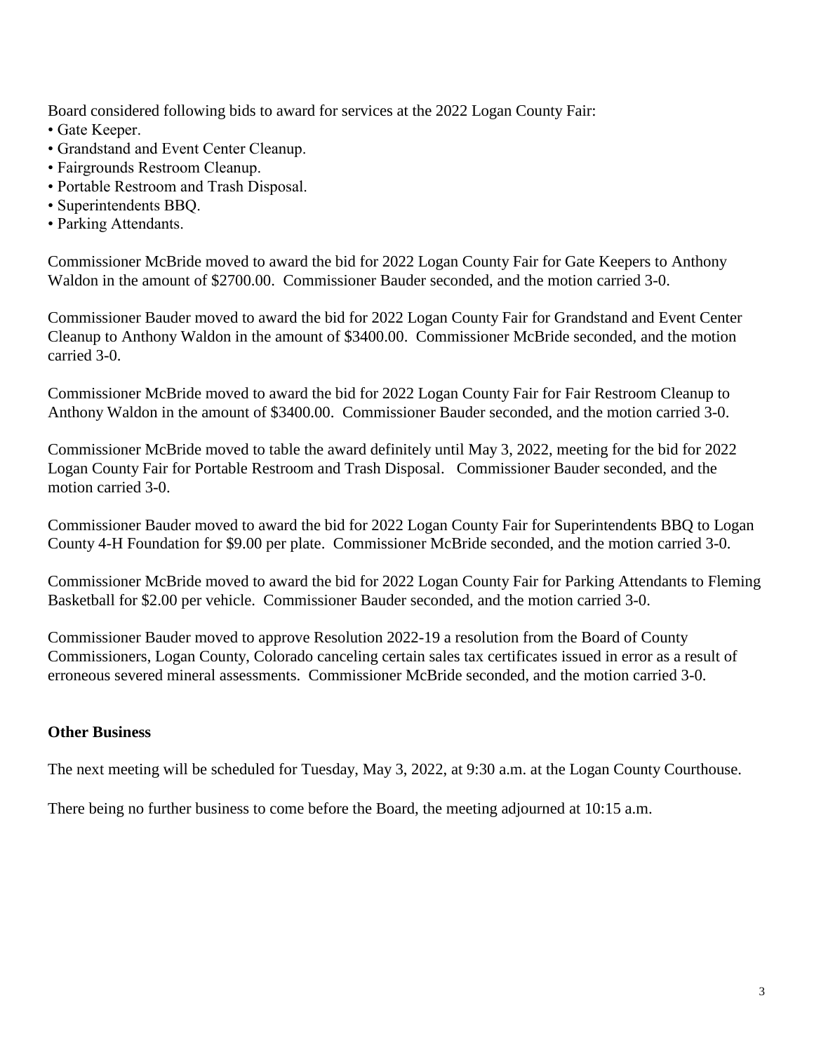Board considered following bids to award for services at the 2022 Logan County Fair:

- Gate Keeper.
- Grandstand and Event Center Cleanup.
- Fairgrounds Restroom Cleanup.
- Portable Restroom and Trash Disposal.
- Superintendents BBQ.
- Parking Attendants.

Commissioner McBride moved to award the bid for 2022 Logan County Fair for Gate Keepers to Anthony Waldon in the amount of $2700.00. Commissioner Bauder seconded, and the motion carried 3-0.

Commissioner Bauder moved to award the bid for 2022 Logan County Fair for Grandstand and Event Center Cleanup to Anthony Waldon in the amount of $3400.00. Commissioner McBride seconded, and the motion carried 3-0.

Commissioner McBride moved to award the bid for 2022 Logan County Fair for Fair Restroom Cleanup to Anthony Waldon in the amount of $3400.00. Commissioner Bauder seconded, and the motion carried 3-0.

Commissioner McBride moved to table the award definitely until May 3, 2022, meeting for the bid for 2022 Logan County Fair for Portable Restroom and Trash Disposal. Commissioner Bauder seconded, and the motion carried 3-0.

Commissioner Bauder moved to award the bid for 2022 Logan County Fair for Superintendents BBQ to Logan County 4-H Foundation for $9.00 per plate. Commissioner McBride seconded, and the motion carried 3-0.

Commissioner McBride moved to award the bid for 2022 Logan County Fair for Parking Attendants to Fleming Basketball for $2.00 per vehicle. Commissioner Bauder seconded, and the motion carried 3-0.

Commissioner Bauder moved to approve Resolution 2022-19 a resolution from the Board of County Commissioners, Logan County, Colorado canceling certain sales tax certificates issued in error as a result of erroneous severed mineral assessments. Commissioner McBride seconded, and the motion carried 3-0.

**Other Business**

The next meeting will be scheduled for Tuesday, May 3, 2022, at 9:30 a.m. at the Logan County Courthouse.

There being no further business to come before the Board, the meeting adjourned at 10:15 a.m.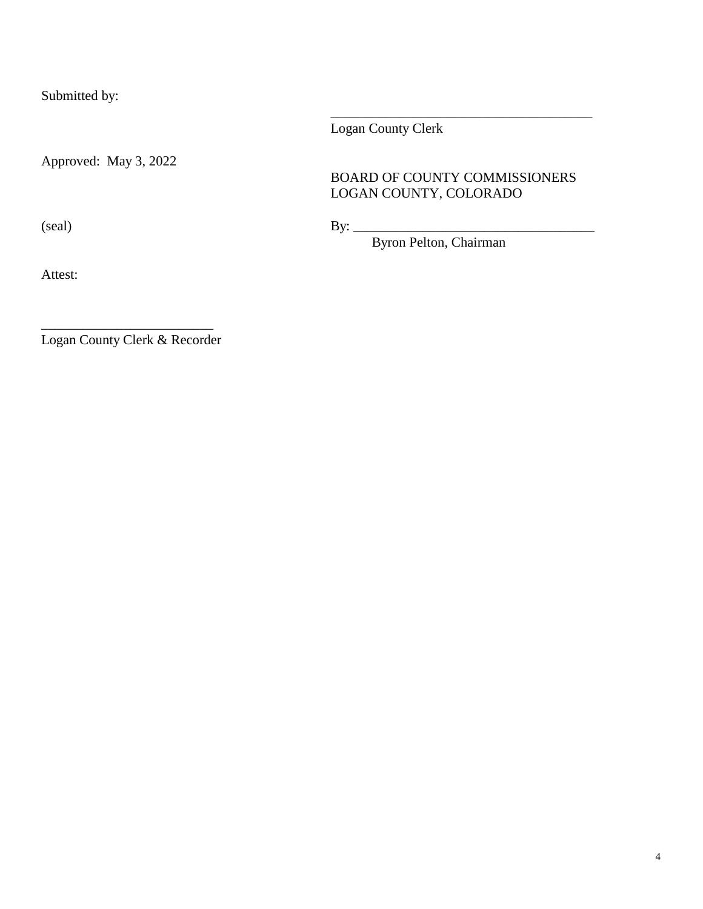Submitted by:

\_\_\_\_\_\_\_\_\_\_\_\_\_\_\_\_\_\_\_\_\_\_\_\_\_\_\_\_\_\_\_\_\_\_\_\_\_\_\_

Logan County Clerk

Approved: May 3, 2022

BOARD OF COUNTY COMMISSIONERS
LOGAN COUNTY, COLORADO

(seal)

By: \_\_\_\_\_\_\_\_\_\_\_\_\_\_\_\_\_\_\_\_\_\_\_\_\_\_\_\_\_\_\_\_\_\_\_\_

Byron Pelton, Chairman

Attest:

\_\_\_\_\_\_\_\_\_\_\_\_\_\_\_\_\_\_\_\_\_\_\_\_\_

Logan County Clerk & Recorder